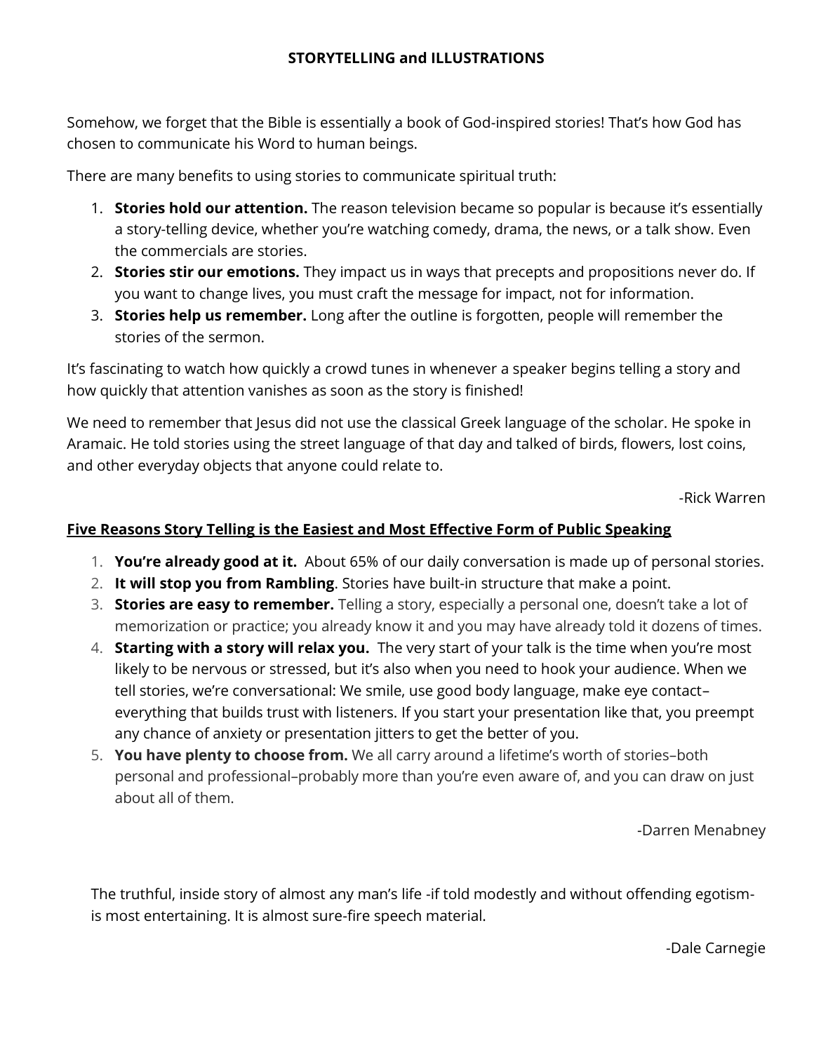# STORYTELLING and ILLUSTRATIONS

Somehow, we forget that the Bible is essentially a book of God-inspired stories! That's how God has chosen to communicate his Word to human beings.

There are many benefits to using stories to communicate spiritual truth:

1. **Stories hold our attention.** The reason television became so popular is because it's essentially a story-telling device, whether you're watching comedy, drama, the news, or a talk show. Even the commercials are stories.
2. **Stories stir our emotions.** They impact us in ways that precepts and propositions never do. If you want to change lives, you must craft the message for impact, not for information.
3. **Stories help us remember.** Long after the outline is forgotten, people will remember the stories of the sermon.

It's fascinating to watch how quickly a crowd tunes in whenever a speaker begins telling a story and how quickly that attention vanishes as soon as the story is finished!

We need to remember that Jesus did not use the classical Greek language of the scholar. He spoke in Aramaic. He told stories using the street language of that day and talked of birds, flowers, lost coins, and other everyday objects that anyone could relate to.

-Rick Warren

## Five Reasons Story Telling is the Easiest and Most Effective Form of Public Speaking

1. **You're already good at it.** About 65% of our daily conversation is made up of personal stories.
2. **It will stop you from Rambling**. Stories have built-in structure that make a point.
3. **Stories are easy to remember.** Telling a story, especially a personal one, doesn't take a lot of memorization or practice; you already know it and you may have already told it dozens of times.
4. **Starting with a story will relax you.** The very start of your talk is the time when you're most likely to be nervous or stressed, but it's also when you need to hook your audience. When we tell stories, we're conversational: We smile, use good body language, make eye contact– everything that builds trust with listeners. If you start your presentation like that, you preempt any chance of anxiety or presentation jitters to get the better of you.
5. **You have plenty to choose from.** We all carry around a lifetime's worth of stories–both personal and professional–probably more than you're even aware of, and you can draw on just about all of them.

-Darren Menabney

The truthful, inside story of almost any man's life -if told modestly and without offending egotism- is most entertaining. It is almost sure-fire speech material.

-Dale Carnegie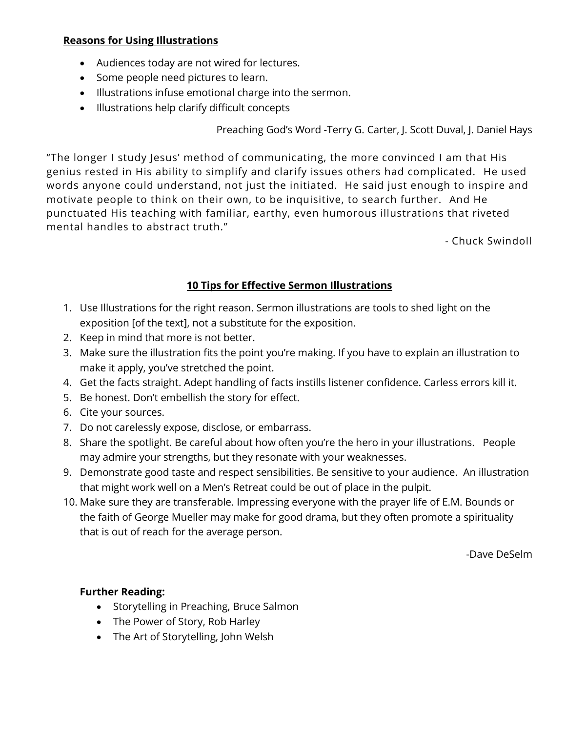**Reasons for Using Illustrations**

- Audiences today are not wired for lectures.
- Some people need pictures to learn.
- Illustrations infuse emotional charge into the sermon.
- Illustrations help clarify difficult concepts

Preaching God's Word -Terry G. Carter, J. Scott Duval, J. Daniel Hays

"The longer I study Jesus' method of communicating, the more convinced I am that His genius rested in His ability to simplify and clarify issues others had complicated. He used words anyone could understand, not just the initiated. He said just enough to inspire and motivate people to think on their own, to be inquisitive, to search further. And He punctuated His teaching with familiar, earthy, even humorous illustrations that riveted mental handles to abstract truth."

- Chuck Swindoll

**10 Tips for Effective Sermon Illustrations**

1. Use Illustrations for the right reason. Sermon illustrations are tools to shed light on the exposition [of the text], not a substitute for the exposition.
2. Keep in mind that more is not better.
3. Make sure the illustration fits the point you're making. If you have to explain an illustration to make it apply, you've stretched the point.
4. Get the facts straight. Adept handling of facts instills listener confidence. Carless errors kill it.
5. Be honest. Don't embellish the story for effect.
6. Cite your sources.
7. Do not carelessly expose, disclose, or embarrass.
8. Share the spotlight. Be careful about how often you're the hero in your illustrations. People may admire your strengths, but they resonate with your weaknesses.
9. Demonstrate good taste and respect sensibilities. Be sensitive to your audience. An illustration that might work well on a Men's Retreat could be out of place in the pulpit.
10. Make sure they are transferable. Impressing everyone with the prayer life of E.M. Bounds or the faith of George Mueller may make for good drama, but they often promote a spirituality that is out of reach for the average person.

-Dave DeSelm

**Further Reading:**

- Storytelling in Preaching, Bruce Salmon
- The Power of Story, Rob Harley
- The Art of Storytelling, John Welsh